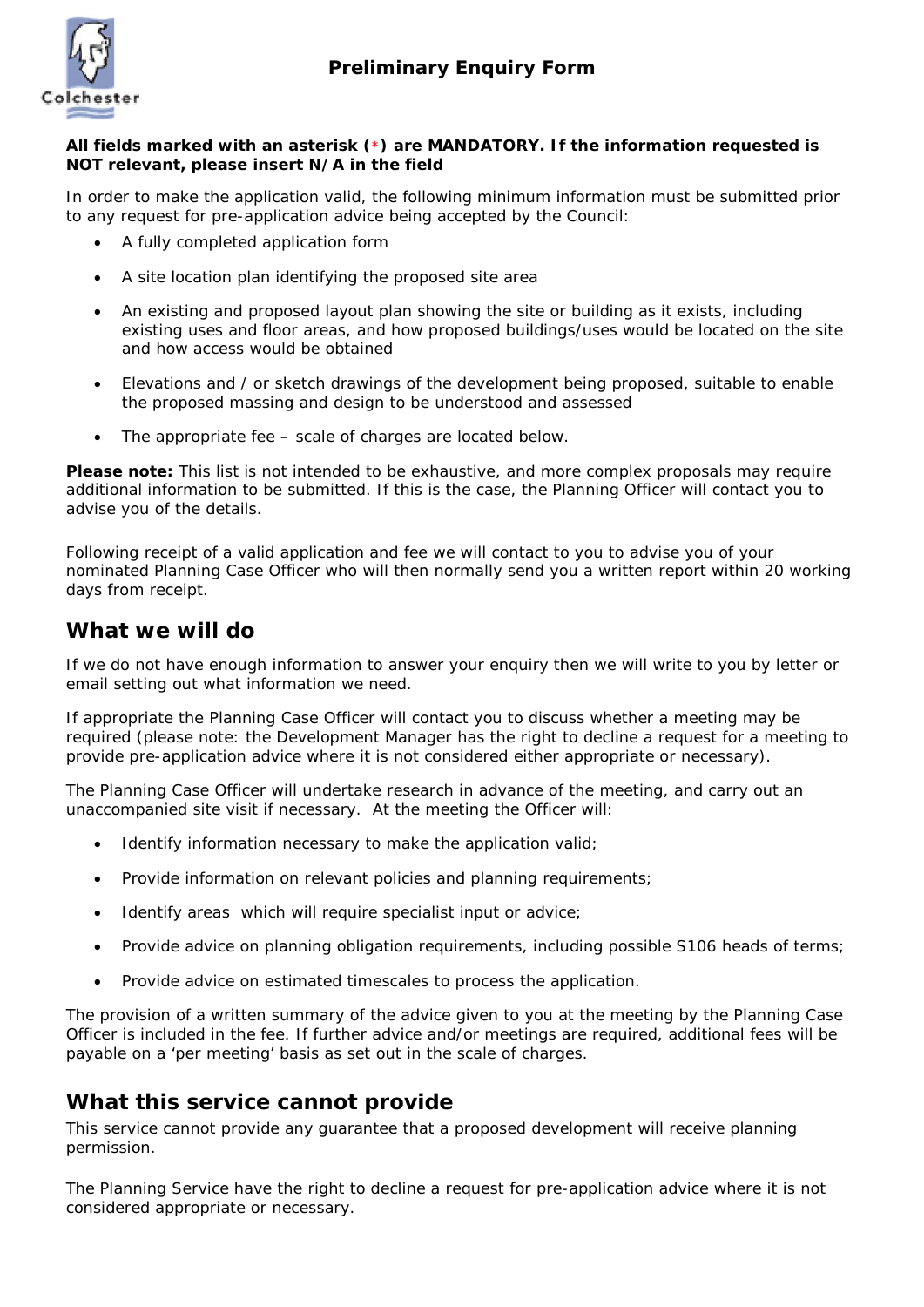# Preliminary Enquiry Form

**All fields marked with an asterisk (*) are MANDATORY. If the information requested is NOT relevant, please insert N/A in the field**

In order to make the application valid, the following minimum information must be submitted prior to any request for pre-application advice being accepted by the Council:

- A fully completed application form
- A site location plan identifying the proposed site area
- An existing and proposed layout plan showing the site or building as it exists, including existing uses and floor areas, and how proposed buildings/uses would be located on the site and how access would be obtained
- Elevations and / or sketch drawings of the development being proposed, suitable to enable the proposed massing and design to be understood and assessed
- The appropriate fee – scale of charges are located below.

**Please note:** This list is not intended to be exhaustive, and more complex proposals may require additional information to be submitted. If this is the case, the Planning Officer will contact you to advise you of the details.

Following receipt of a valid application and fee we will contact to you to advise you of your nominated Planning Case Officer who will then normally send you a written report within 20 working days from receipt.

## What we will do

If we do not have enough information to answer your enquiry then we will write to you by letter or email setting out what information we need.

If appropriate the Planning Case Officer will contact you to discuss whether a meeting may be required (please note: the Development Manager has the right to decline a request for a meeting to provide pre-application advice where it is not considered either appropriate or necessary).

The Planning Case Officer will undertake research in advance of the meeting, and carry out an unaccompanied site visit if necessary. At the meeting the Officer will:

- Identify information necessary to make the application valid;
- Provide information on relevant policies and planning requirements;
- Identify areas which will require specialist input or advice;
- Provide advice on planning obligation requirements, including possible S106 heads of terms;
- Provide advice on estimated timescales to process the application.

The provision of a written summary of the advice given to you at the meeting by the Planning Case Officer is included in the fee. If further advice and/or meetings are required, additional fees will be payable on a 'per meeting' basis as set out in the scale of charges.

## What this service cannot provide

This service cannot provide any guarantee that a proposed development will receive planning permission.

The Planning Service have the right to decline a request for pre-application advice where it is not considered appropriate or necessary.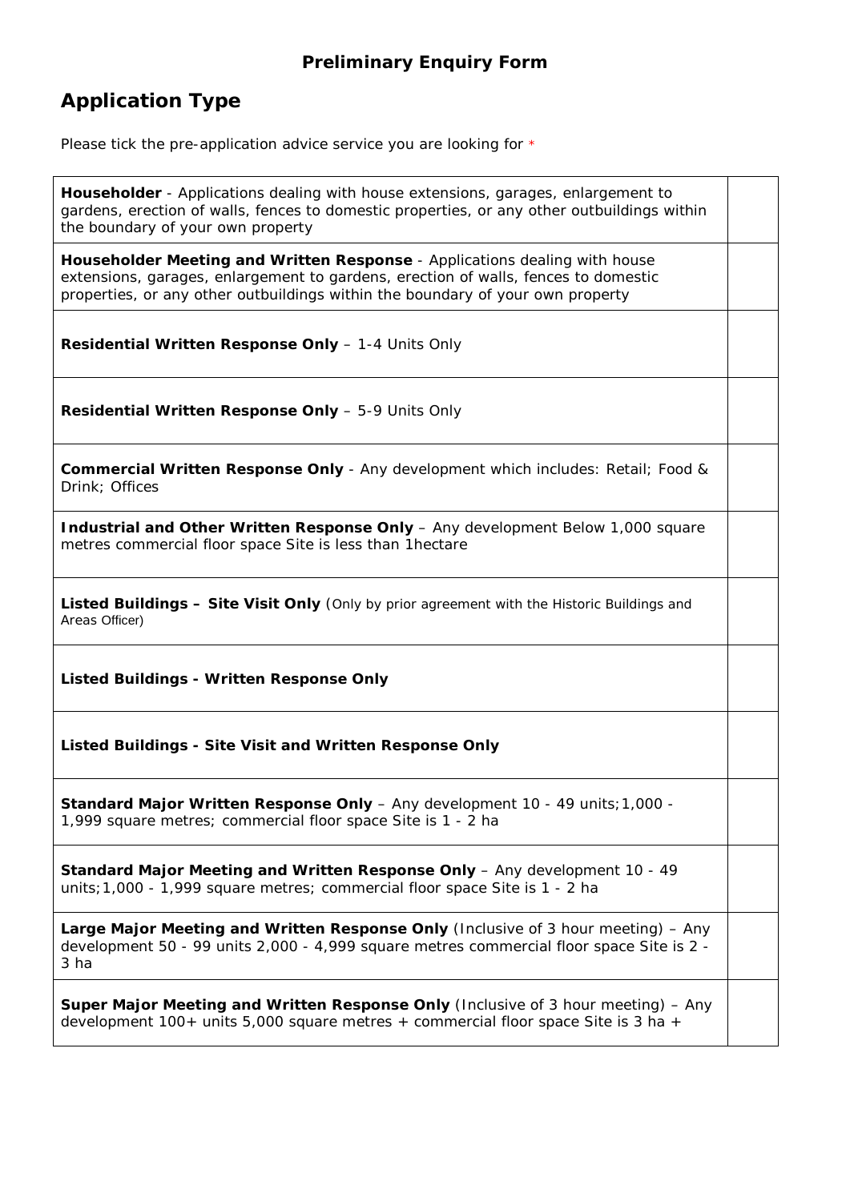# Preliminary Enquiry Form

## Application Type

Please tick the pre-application advice service you are looking for *

| | |
|---|---|
| **Householder** - Applications dealing with house extensions, garages, enlargement to gardens, erection of walls, fences to domestic properties, or any other outbuildings within the boundary of your own property | |
| **Householder Meeting and Written Response** - Applications dealing with house extensions, garages, enlargement to gardens, erection of walls, fences to domestic properties, or any other outbuildings within the boundary of your own property | |
| **Residential Written Response Only** – 1-4 Units Only | |
| **Residential Written Response Only** – 5-9 Units Only | |
| **Commercial Written Response Only** - Any development which includes: Retail; Food & Drink; Offices | |
| **Industrial and Other Written Response Only** – Any development Below 1,000 square metres commercial floor space Site is less than 1hectare | |
| **Listed Buildings – Site Visit Only** (Only by prior agreement with the Historic Buildings and Areas Officer) | |
| **Listed Buildings - Written Response Only** | |
| **Listed Buildings - Site Visit and Written Response Only** | |
| **Standard Major Written Response Only** – Any development 10 - 49 units;1,000 - 1,999 square metres; commercial floor space Site is 1 - 2 ha | |
| **Standard Major Meeting and Written Response Only** – Any development 10 - 49 units;1,000 - 1,999 square metres; commercial floor space Site is 1 - 2 ha | |
| **Large Major Meeting and Written Response Only** (Inclusive of 3 hour meeting) – Any development 50 - 99 units 2,000 - 4,999 square metres commercial floor space Site is 2 - 3 ha | |
| **Super Major Meeting and Written Response Only** (Inclusive of 3 hour meeting) – Any development 100+ units 5,000 square metres + commercial floor space Site is 3 ha + | |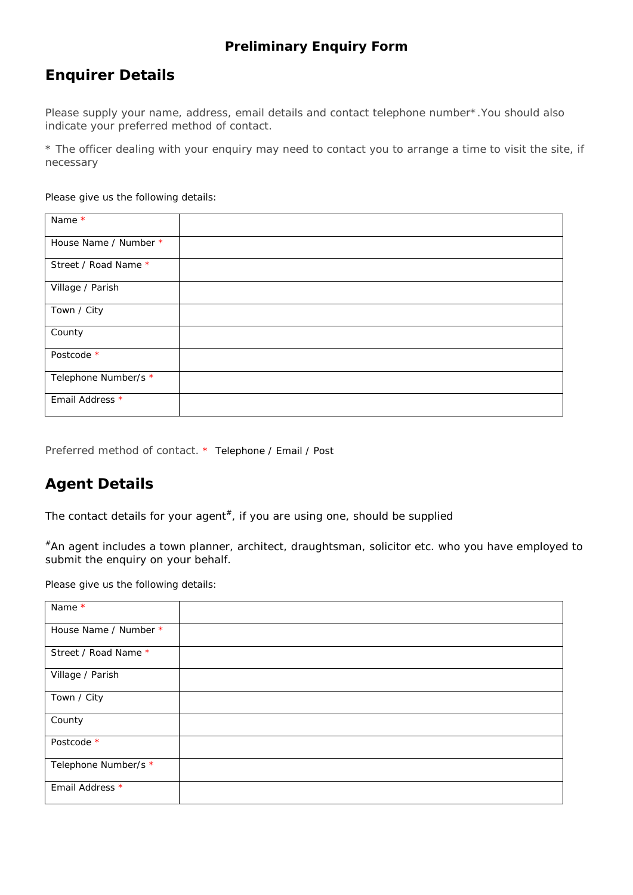**Preliminary Enquiry Form**

## Enquirer Details

Please supply your name, address, email details and contact telephone number* .You should also indicate your preferred method of contact.

* The officer dealing with your enquiry may need to contact you to arrange a time to visit the site, if necessary

Please give us the following details:

| | |
|---|---|
| Name * | |
| House Name / Number * | |
| Street / Road Name * | |
| Village / Parish | |
| Town / City | |
| County | |
| Postcode * | |
| Telephone Number/s * | |
| Email Address * | |

Preferred method of contact. * Telephone / Email / Post

## Agent Details

The contact details for your agent#, if you are using one, should be supplied

#An agent includes a town planner, architect, draughtsman, solicitor etc. who you have employed to submit the enquiry on your behalf.

Please give us the following details:

| | |
|---|---|
| Name * | |
| House Name / Number * | |
| Street / Road Name * | |
| Village / Parish | |
| Town / City | |
| County | |
| Postcode * | |
| Telephone Number/s * | |
| Email Address * | |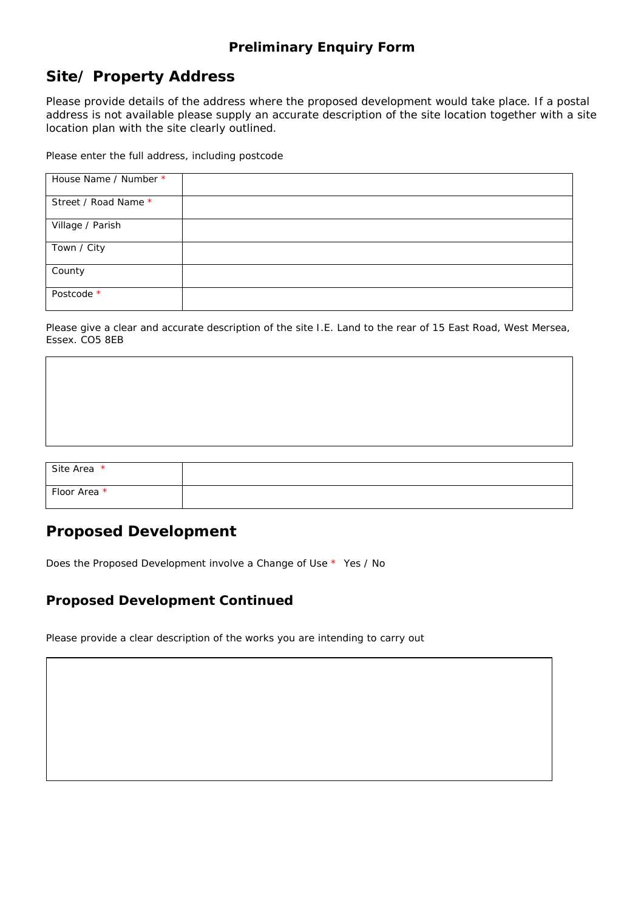**Preliminary Enquiry Form**

## Site/ Property Address

Please provide details of the address where the proposed development would take place. If a postal address is not available please supply an accurate description of the site location together with a site location plan with the site clearly outlined.

Please enter the full address, including postcode

| | |
|---|---|
| House Name / Number * | |
| Street / Road Name * | |
| Village / Parish | |
| Town / City | |
| County | |
| Postcode * | |

Please give a clear and accurate description of the site I.E. Land to the rear of 15 East Road, West Mersea, Essex. CO5 8EB

| |
|---|
| |

| | |
|---|---|
| Site Area * | |
| Floor Area * | |

## Proposed Development

Does the Proposed Development involve a Change of Use * Yes / No

### Proposed Development Continued

Please provide a clear description of the works you are intending to carry out

| |
|---|
| |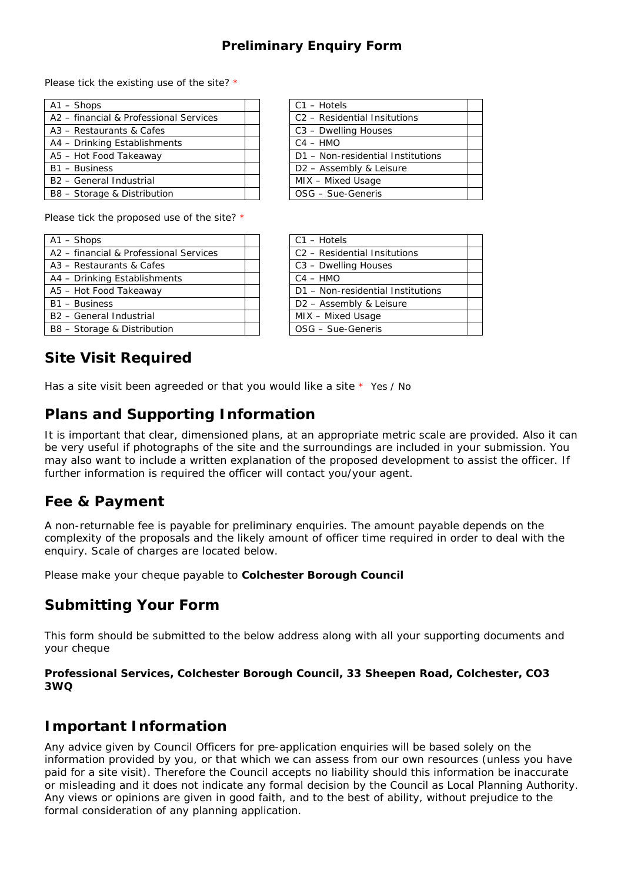## Preliminary Enquiry Form

Please tick the existing use of the site? *

| | |
|---|---|
| A1 – Shops | |
| A2 – financial & Professional Services | |
| A3 – Restaurants & Cafes | |
| A4 – Drinking Establishments | |
| A5 – Hot Food Takeaway | |
| B1 – Business | |
| B2 – General Industrial | |
| B8 – Storage & Distribution | |

| | |
|---|---|
| C1 – Hotels | |
| C2 – Residential Insitutions | |
| C3 – Dwelling Houses | |
| C4 – HMO | |
| D1 – Non-residential Institutions | |
| D2 – Assembly & Leisure | |
| MIX – Mixed Usage | |
| OSG – Sue-Generis | |

Please tick the proposed use of the site? *

| | |
|---|---|
| A1 – Shops | |
| A2 – financial & Professional Services | |
| A3 – Restaurants & Cafes | |
| A4 – Drinking Establishments | |
| A5 – Hot Food Takeaway | |
| B1 – Business | |
| B2 – General Industrial | |
| B8 – Storage & Distribution | |

| | |
|---|---|
| C1 – Hotels | |
| C2 – Residential Insitutions | |
| C3 – Dwelling Houses | |
| C4 – HMO | |
| D1 – Non-residential Institutions | |
| D2 – Assembly & Leisure | |
| MIX – Mixed Usage | |
| OSG – Sue-Generis | |

## Site Visit Required

Has a site visit been agreeded or that you would like a site * Yes / No

## Plans and Supporting Information

It is important that clear, dimensioned plans, at an appropriate metric scale are provided. Also it can be very useful if photographs of the site and the surroundings are included in your submission. You may also want to include a written explanation of the proposed development to assist the officer. If further information is required the officer will contact you/your agent.

## Fee & Payment

A non-returnable fee is payable for preliminary enquiries. The amount payable depends on the complexity of the proposals and the likely amount of officer time required in order to deal with the enquiry. Scale of charges are located below.

Please make your cheque payable to **Colchester Borough Council**

## Submitting Your Form

This form should be submitted to the below address along with all your supporting documents and your cheque

**Professional Services, Colchester Borough Council, 33 Sheepen Road, Colchester, CO3 3WQ**

## Important Information

Any advice given by Council Officers for pre-application enquiries will be based solely on the information provided by you, or that which we can assess from our own resources (unless you have paid for a site visit). Therefore the Council accepts no liability should this information be inaccurate or misleading and it does not indicate any formal decision by the Council as Local Planning Authority. Any views or opinions are given in good faith, and to the best of ability, without prejudice to the formal consideration of any planning application.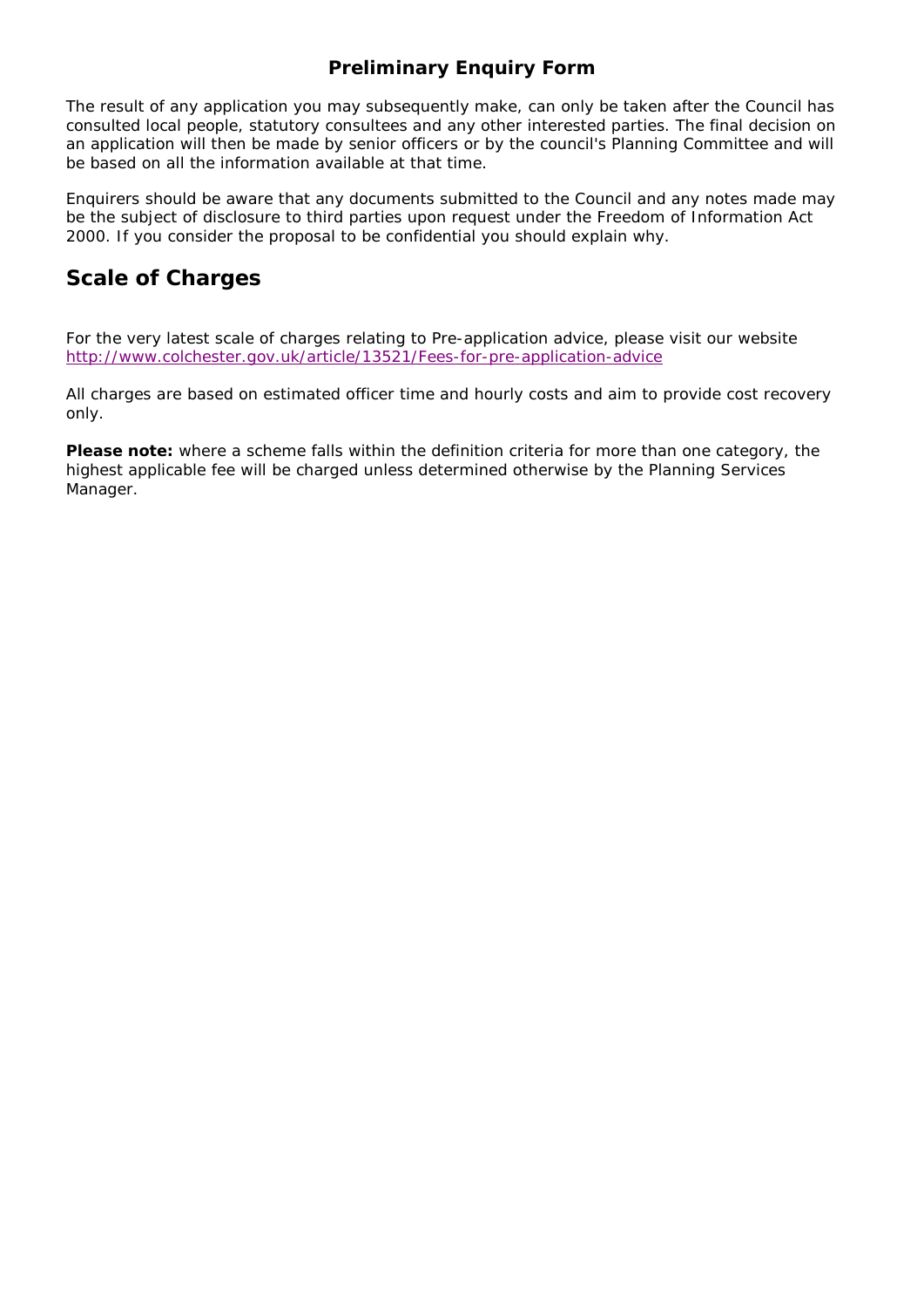### Preliminary Enquiry Form

The result of any application you may subsequently make, can only be taken after the Council has consulted local people, statutory consultees and any other interested parties. The final decision on an application will then be made by senior officers or by the council's Planning Committee and will be based on all the information available at that time.

Enquirers should be aware that any documents submitted to the Council and any notes made may be the subject of disclosure to third parties upon request under the Freedom of Information Act 2000. If you consider the proposal to be confidential you should explain why.

## Scale of Charges

For the very latest scale of charges relating to Pre-application advice, please visit our website http://www.colchester.gov.uk/article/13521/Fees-for-pre-application-advice

All charges are based on estimated officer time and hourly costs and aim to provide cost recovery only.

**Please note:** where a scheme falls within the definition criteria for more than one category, the highest applicable fee will be charged unless determined otherwise by the Planning Services Manager.